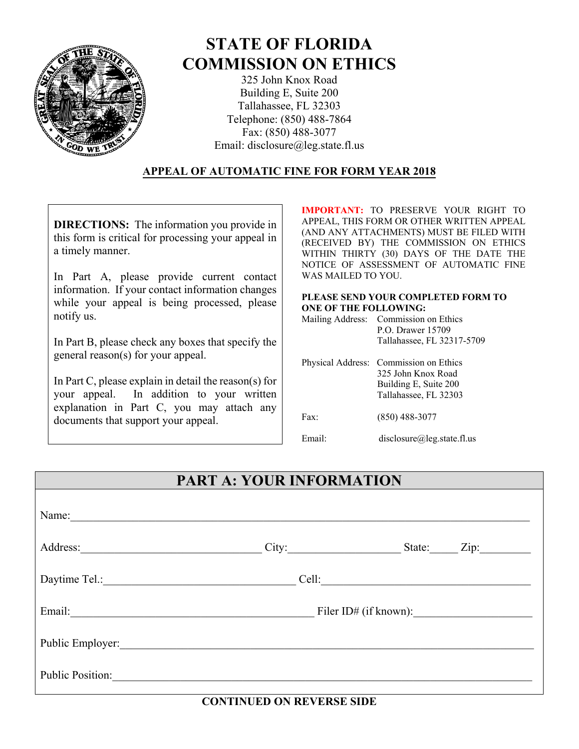# STATE OF FLORIDA
# COMMISSION ON ETHICS

325 John Knox Road
Building E, Suite 200
Tallahassee, FL 32303
Telephone: (850) 488-7864
Fax: (850) 488-3077
Email: disclosure@leg.state.fl.us

## APPEAL OF AUTOMATIC FINE FOR FORM YEAR 2018

**DIRECTIONS:** The information you provide in this form is critical for processing your appeal in a timely manner.

In Part A, please provide current contact information. If your contact information changes while your appeal is being processed, please notify us.

In Part B, please check any boxes that specify the general reason(s) for your appeal.

In Part C, please explain in detail the reason(s) for your appeal. In addition to your written explanation in Part C, you may attach any documents that support your appeal.

**IMPORTANT:** TO PRESERVE YOUR RIGHT TO APPEAL, THIS FORM OR OTHER WRITTEN APPEAL (AND ANY ATTACHMENTS) MUST BE FILED WITH (RECEIVED BY) THE COMMISSION ON ETHICS WITHIN THIRTY (30) DAYS OF THE DATE THE NOTICE OF ASSESSMENT OF AUTOMATIC FINE WAS MAILED TO YOU.

**PLEASE SEND YOUR COMPLETED FORM TO ONE OF THE FOLLOWING:**

Mailing Address: Commission on Ethics
P.O. Drawer 15709
Tallahassee, FL 32317-5709

Physical Address: Commission on Ethics
325 John Knox Road
Building E, Suite 200
Tallahassee, FL 32303

Fax: (850) 488-3077

Email: disclosure@leg.state.fl.us

## PART A: YOUR INFORMATION

Name: ____________________

Address: ____________________ City: ____________________ State: _____ Zip: _________

Daytime Tel.: ____________________ Cell: ____________________

Email: ____________________ Filer ID# (if known): ____________________

Public Employer: ____________________

Public Position: ____________________

**CONTINUED ON REVERSE SIDE**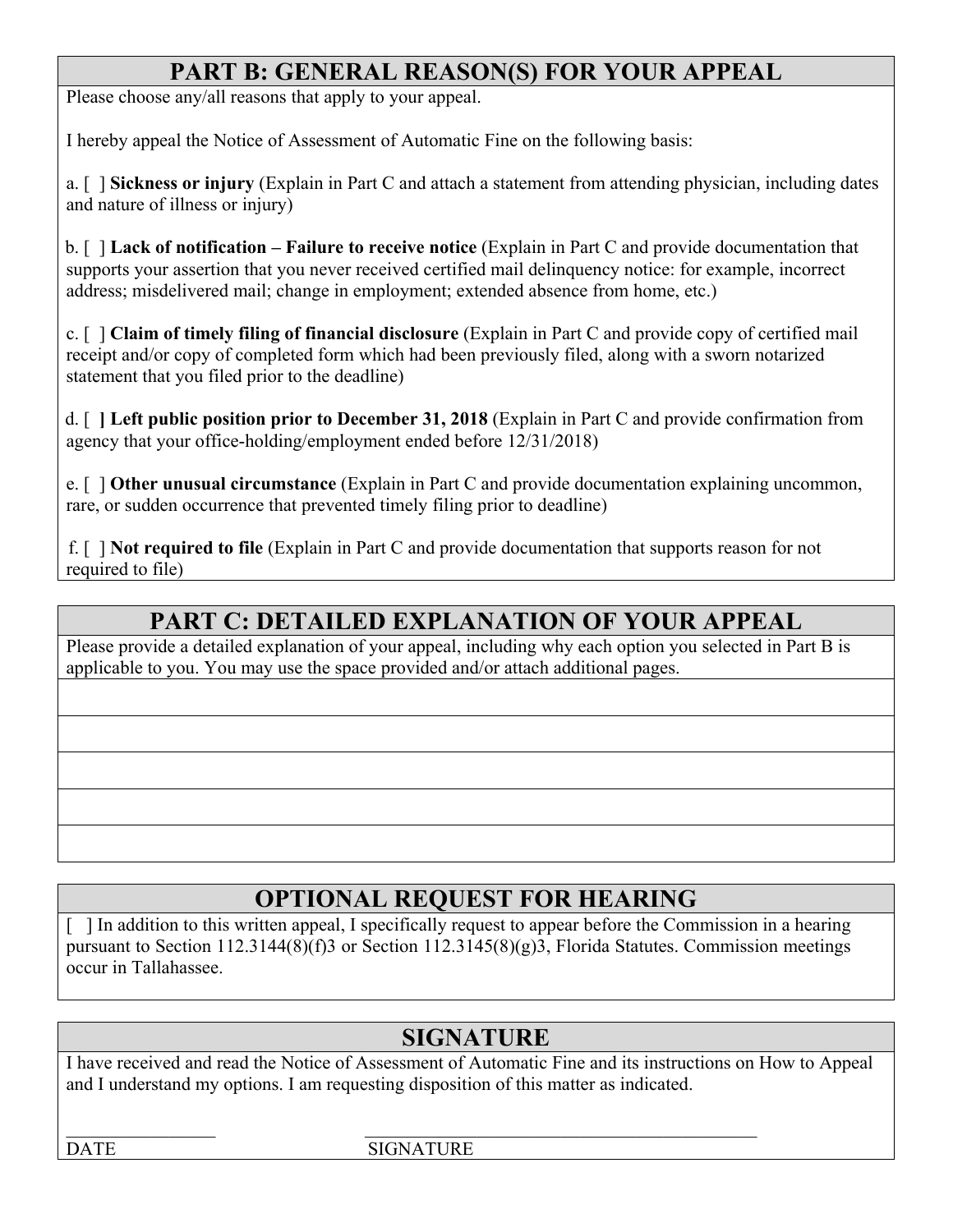## PART B: GENERAL REASON(S) FOR YOUR APPEAL

Please choose any/all reasons that apply to your appeal.

I hereby appeal the Notice of Assessment of Automatic Fine on the following basis:

a. [ ] **Sickness or injury** (Explain in Part C and attach a statement from attending physician, including dates and nature of illness or injury)

b. [ ] **Lack of notification – Failure to receive notice** (Explain in Part C and provide documentation that supports your assertion that you never received certified mail delinquency notice: for example, incorrect address; misdelivered mail; change in employment; extended absence from home, etc.)

c. [ ] **Claim of timely filing of financial disclosure** (Explain in Part C and provide copy of certified mail receipt and/or copy of completed form which had been previously filed, along with a sworn notarized statement that you filed prior to the deadline)

d. [ ] **Left public position prior to December 31, 2018** (Explain in Part C and provide confirmation from agency that your office-holding/employment ended before 12/31/2018)

e. [ ] **Other unusual circumstance** (Explain in Part C and provide documentation explaining uncommon, rare, or sudden occurrence that prevented timely filing prior to deadline)

f. [ ] **Not required to file** (Explain in Part C and provide documentation that supports reason for not required to file)

## PART C: DETAILED EXPLANATION OF YOUR APPEAL

Please provide a detailed explanation of your appeal, including why each option you selected in Part B is applicable to you. You may use the space provided and/or attach additional pages.

## OPTIONAL REQUEST FOR HEARING

[ ] In addition to this written appeal, I specifically request to appear before the Commission in a hearing pursuant to Section 112.3144(8)(f)3 or Section 112.3145(8)(g)3, Florida Statutes. Commission meetings occur in Tallahassee.

## SIGNATURE

I have received and read the Notice of Assessment of Automatic Fine and its instructions on How to Appeal and I understand my options. I am requesting disposition of this matter as indicated.

________________ DATE

________________________________ SIGNATURE